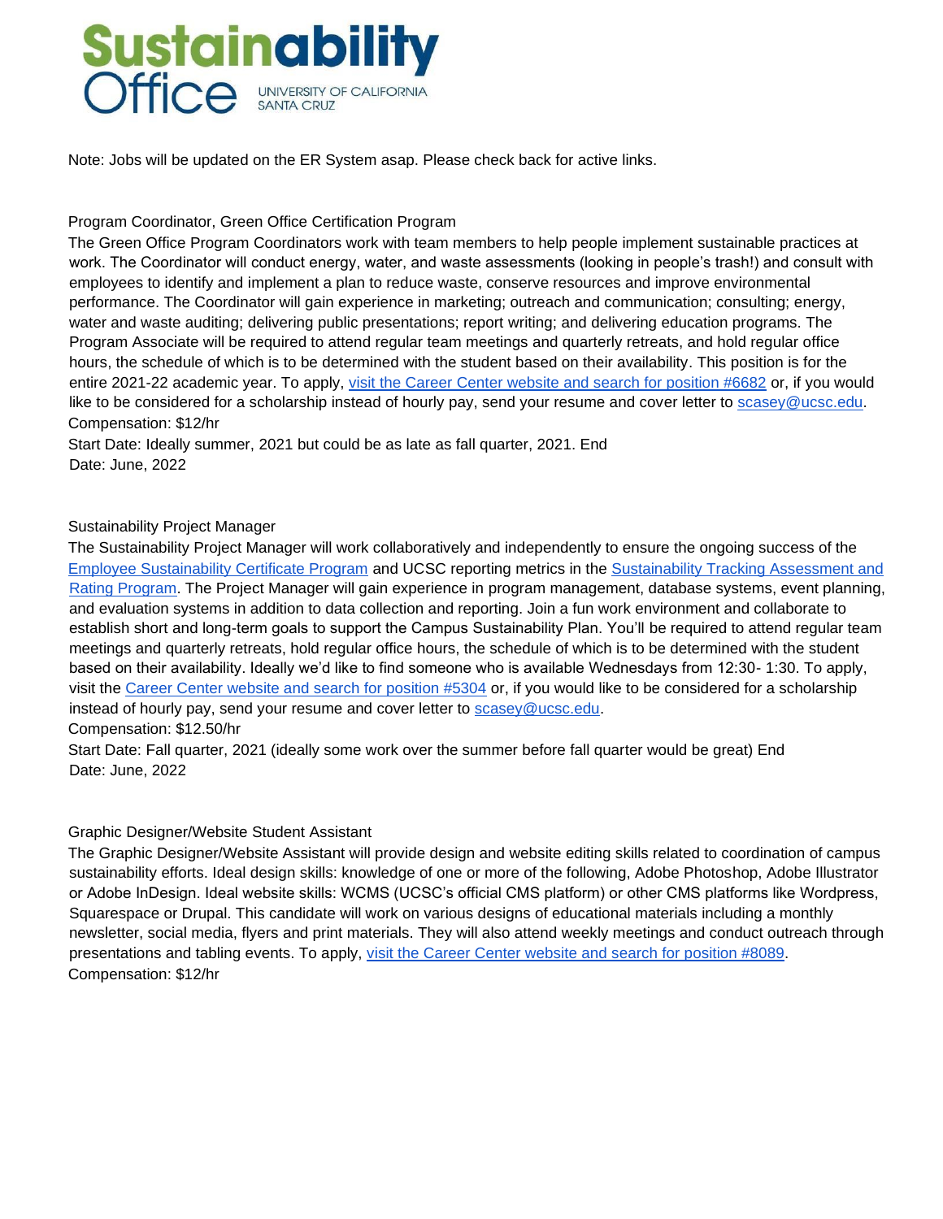# Sustainability Office

UNIVERSITY OF CALIFORNIA SANTA CRUZ

Note: Jobs will be updated on the ER System asap. Please check back for active links.

## Program Coordinator, Green Office Certification Program

The Green Office Program Coordinators work with team members to help people implement sustainable practices at work. The Coordinator will conduct energy, water, and waste assessments (looking in people's trash!) and consult with employees to identify and implement a plan to reduce waste, conserve resources and improve environmental performance. The Coordinator will gain experience in marketing; outreach and communication; consulting; energy, water and waste auditing; delivering public presentations; report writing; and delivering education programs. The Program Associate will be required to attend regular team meetings and quarterly retreats, and hold regular office hours, the schedule of which is to be determined with the student based on their availability. This position is for the entire 2021-22 academic year. To apply, visit the Career Center website and search for position #6682 or, if you would like to be considered for a scholarship instead of hourly pay, send your resume and cover letter to scasey@ucsc.edu.

Compensation: $12/hr

Start Date: Ideally summer, 2021 but could be as late as fall quarter, 2021. End Date: June, 2022

## Sustainability Project Manager

The Sustainability Project Manager will work collaboratively and independently to ensure the ongoing success of the Employee Sustainability Certificate Program and UCSC reporting metrics in the Sustainability Tracking Assessment and Rating Program. The Project Manager will gain experience in program management, database systems, event planning, and evaluation systems in addition to data collection and reporting. Join a fun work environment and collaborate to establish short and long-term goals to support the Campus Sustainability Plan. You'll be required to attend regular team meetings and quarterly retreats, hold regular office hours, the schedule of which is to be determined with the student based on their availability. Ideally we'd like to find someone who is available Wednesdays from 12:30- 1:30. To apply, visit the Career Center website and search for position #5304 or, if you would like to be considered for a scholarship instead of hourly pay, send your resume and cover letter to scasey@ucsc.edu.

Compensation: $12.50/hr

Start Date: Fall quarter, 2021 (ideally some work over the summer before fall quarter would be great) End Date: June, 2022

## Graphic Designer/Website Student Assistant

The Graphic Designer/Website Assistant will provide design and website editing skills related to coordination of campus sustainability efforts. Ideal design skills: knowledge of one or more of the following, Adobe Photoshop, Adobe Illustrator or Adobe InDesign. Ideal website skills: WCMS (UCSC's official CMS platform) or other CMS platforms like Wordpress, Squarespace or Drupal. This candidate will work on various designs of educational materials including a monthly newsletter, social media, flyers and print materials. They will also attend weekly meetings and conduct outreach through presentations and tabling events. To apply, visit the Career Center website and search for position #8089.

Compensation: $12/hr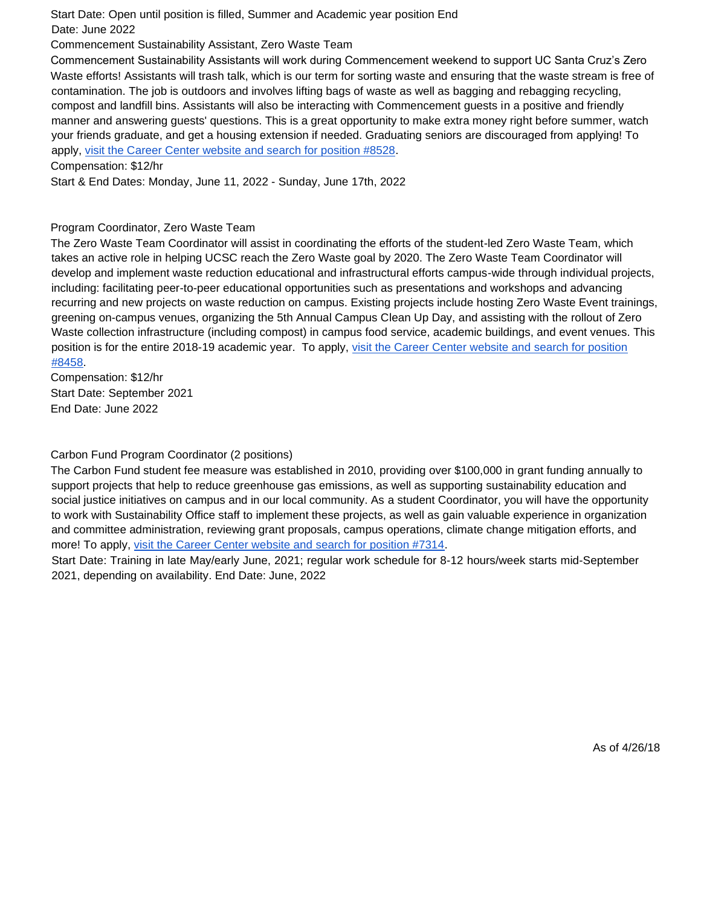Start Date: Open until position is filled, Summer and Academic year position End Date: June 2022

Commencement Sustainability Assistant, Zero Waste Team

Commencement Sustainability Assistants will work during Commencement weekend to support UC Santa Cruz's Zero Waste efforts! Assistants will trash talk, which is our term for sorting waste and ensuring that the waste stream is free of contamination. The job is outdoors and involves lifting bags of waste as well as bagging and rebagging recycling, compost and landfill bins. Assistants will also be interacting with Commencement guests in a positive and friendly manner and answering guests' questions. This is a great opportunity to make extra money right before summer, watch your friends graduate, and get a housing extension if needed. Graduating seniors are discouraged from applying! To apply, visit the Career Center website and search for position #8528.

Compensation: $12/hr

Start & End Dates: Monday, June 11, 2022 - Sunday, June 17th, 2022

Program Coordinator, Zero Waste Team

The Zero Waste Team Coordinator will assist in coordinating the efforts of the student-led Zero Waste Team, which takes an active role in helping UCSC reach the Zero Waste goal by 2020. The Zero Waste Team Coordinator will develop and implement waste reduction educational and infrastructural efforts campus-wide through individual projects, including: facilitating peer-to-peer educational opportunities such as presentations and workshops and advancing recurring and new projects on waste reduction on campus. Existing projects include hosting Zero Waste Event trainings, greening on-campus venues, organizing the 5th Annual Campus Clean Up Day, and assisting with the rollout of Zero Waste collection infrastructure (including compost) in campus food service, academic buildings, and event venues. This position is for the entire 2018-19 academic year. To apply, visit the Career Center website and search for position #8458.

Compensation: $12/hr

Start Date: September 2021

End Date: June 2022

Carbon Fund Program Coordinator (2 positions)

The Carbon Fund student fee measure was established in 2010, providing over $100,000 in grant funding annually to support projects that help to reduce greenhouse gas emissions, as well as supporting sustainability education and social justice initiatives on campus and in our local community. As a student Coordinator, you will have the opportunity to work with Sustainability Office staff to implement these projects, as well as gain valuable experience in organization and committee administration, reviewing grant proposals, campus operations, climate change mitigation efforts, and more! To apply, visit the Career Center website and search for position #7314.

Start Date: Training in late May/early June, 2021; regular work schedule for 8-12 hours/week starts mid-September 2021, depending on availability. End Date: June, 2022

As of 4/26/18